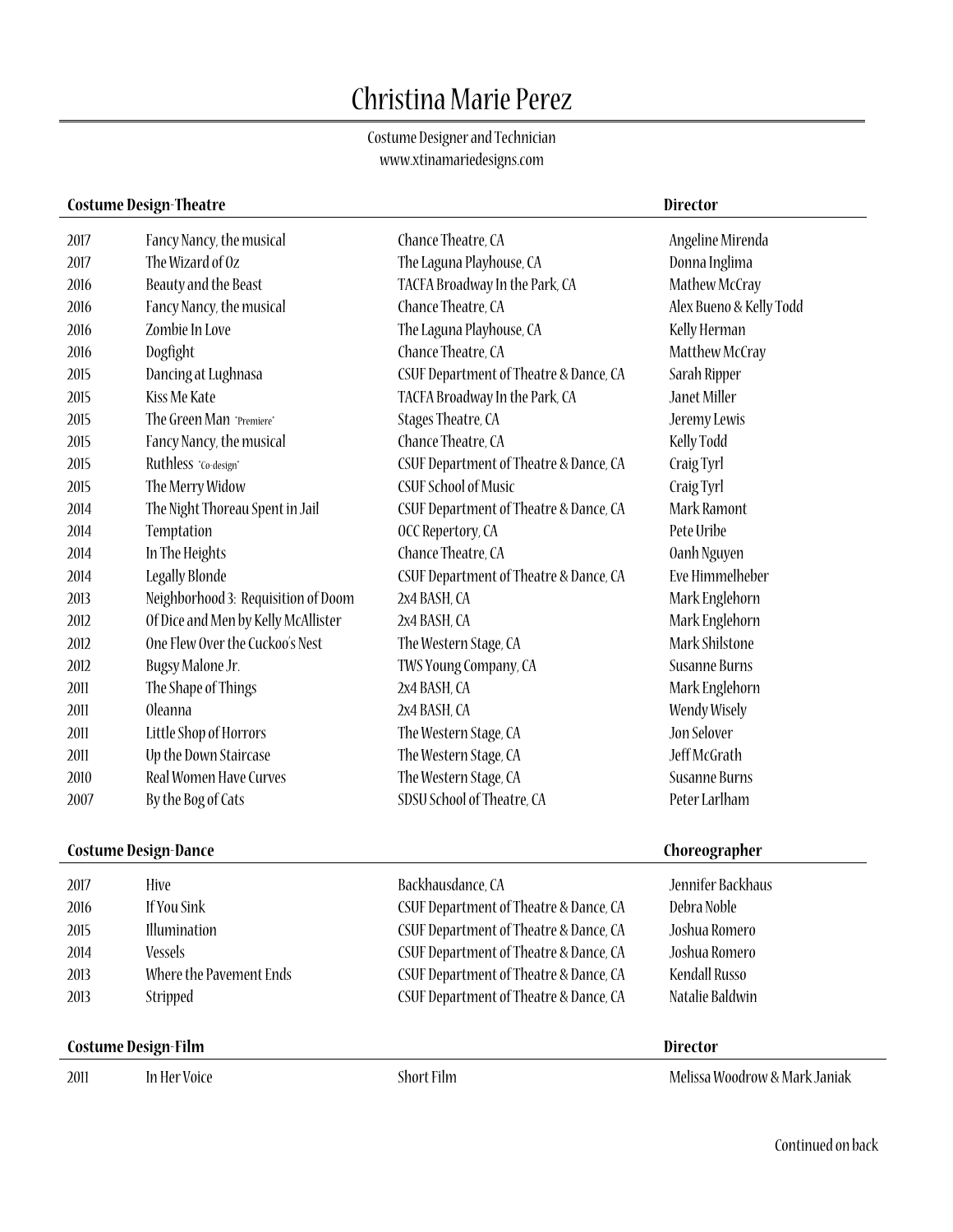# Christina Marie Perez

Costume Designer and Technician
www.xtinamariedesigns.com

## Costume Design-Theatre

| | | | Director |
|---|---|---|---|
| 2017 | Fancy Nancy, the musical | Chance Theatre, CA | Angeline Mirenda |
| 2017 | The Wizard of Oz | The Laguna Playhouse, CA | Donna Inglima |
| 2016 | Beauty and the Beast | TACFA Broadway In the Park, CA | Mathew McCray |
| 2016 | Fancy Nancy, the musical | Chance Theatre, CA | Alex Bueno & Kelly Todd |
| 2016 | Zombie In Love | The Laguna Playhouse, CA | Kelly Herman |
| 2016 | Dogfight | Chance Theatre, CA | Matthew McCray |
| 2015 | Dancing at Lughnasa | CSUF Department of Theatre & Dance, CA | Sarah Ripper |
| 2015 | Kiss Me Kate | TACFA Broadway In the Park, CA | Janet Miller |
| 2015 | The Green Man *Premiere* | Stages Theatre, CA | Jeremy Lewis |
| 2015 | Fancy Nancy, the musical | Chance Theatre, CA | Kelly Todd |
| 2015 | Ruthless *Co-design* | CSUF Department of Theatre & Dance, CA | Craig Tyrl |
| 2015 | The Merry Widow | CSUF School of Music | Craig Tyrl |
| 2014 | The Night Thoreau Spent in Jail | CSUF Department of Theatre & Dance, CA | Mark Ramont |
| 2014 | Temptation | OCC Repertory, CA | Pete Uribe |
| 2014 | In The Heights | Chance Theatre, CA | Oanh Nguyen |
| 2014 | Legally Blonde | CSUF Department of Theatre & Dance, CA | Eve Himmelheber |
| 2013 | Neighborhood 3: Requisition of Doom | 2x4 BASH, CA | Mark Englehorn |
| 2012 | Of Dice and Men by Kelly McAllister | 2x4 BASH, CA | Mark Englehorn |
| 2012 | One Flew Over the Cuckoo's Nest | The Western Stage, CA | Mark Shilstone |
| 2012 | Bugsy Malone Jr. | TWS Young Company, CA | Susanne Burns |
| 2011 | The Shape of Things | 2x4 BASH, CA | Mark Englehorn |
| 2011 | Oleanna | 2x4 BASH, CA | Wendy Wisely |
| 2011 | Little Shop of Horrors | The Western Stage, CA | Jon Selover |
| 2011 | Up the Down Staircase | The Western Stage, CA | Jeff McGrath |
| 2010 | Real Women Have Curves | The Western Stage, CA | Susanne Burns |
| 2007 | By the Bog of Cats | SDSU School of Theatre, CA | Peter Larlham |

## Costume Design-Dance

| | | | Choreographer |
|---|---|---|---|
| 2017 | Hive | Backhausdance, CA | Jennifer Backhaus |
| 2016 | If You Sink | CSUF Department of Theatre & Dance, CA | Debra Noble |
| 2015 | Illumination | CSUF Department of Theatre & Dance, CA | Joshua Romero |
| 2014 | Vessels | CSUF Department of Theatre & Dance, CA | Joshua Romero |
| 2013 | Where the Pavement Ends | CSUF Department of Theatre & Dance, CA | Kendall Russo |
| 2013 | Stripped | CSUF Department of Theatre & Dance, CA | Natalie Baldwin |

## Costume Design-Film

| | | | Director |
|---|---|---|---|
| 2011 | In Her Voice | Short Film | Melissa Woodrow & Mark Janiak |

Continued on back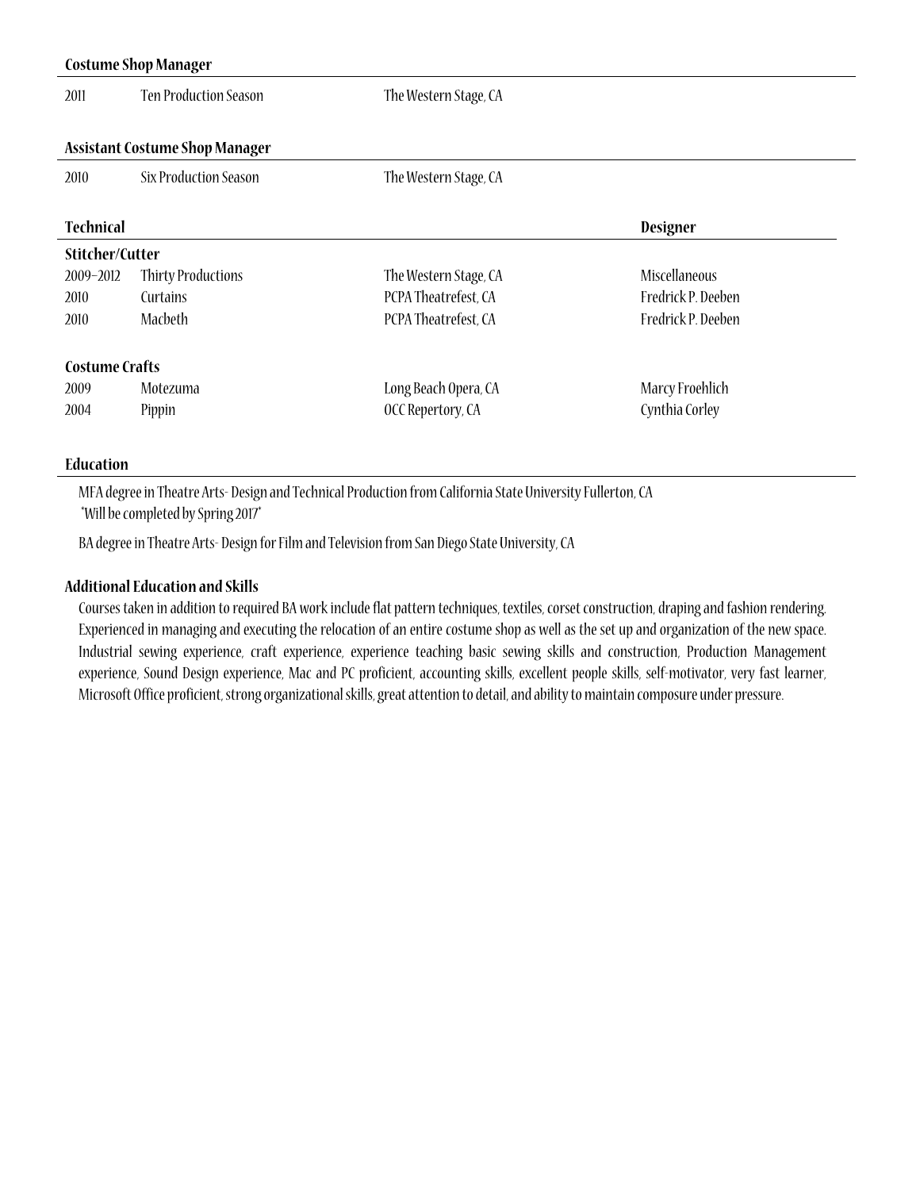### Costume Shop Manager

| | | |
|---|---|---|
| 2011 | Ten Production Season | The Western Stage, CA |

### Assistant Costume Shop Manager

| | | |
|---|---|---|
| 2010 | Six Production Season | The Western Stage, CA |

### Technical

| | | | Designer |
|---|---|---|---|
| **Stitcher/Cutter** | | | |
| 2009–2012 | Thirty Productions | The Western Stage, CA | Miscellaneous |
| 2010 | Curtains | PCPA Theatrefest, CA | Fredrick P. Deeben |
| 2010 | Macbeth | PCPA Theatrefest, CA | Fredrick P. Deeben |
| **Costume Crafts** | | | |
| 2009 | Motezuma | Long Beach Opera, CA | Marcy Froehlich |
| 2004 | Pippin | OCC Repertory, CA | Cynthia Corley |

### Education

MFA degree in Theatre Arts- Design and Technical Production from California State University Fullerton, CA
*Will be completed by Spring 2017*

BA degree in Theatre Arts- Design for Film and Television from San Diego State University, CA

### Additional Education and Skills

Courses taken in addition to required BA work include flat pattern techniques, textiles, corset construction, draping and fashion rendering. Experienced in managing and executing the relocation of an entire costume shop as well as the set up and organization of the new space. Industrial sewing experience, craft experience, experience teaching basic sewing skills and construction, Production Management experience, Sound Design experience, Mac and PC proficient, accounting skills, excellent people skills, self-motivator, very fast learner, Microsoft Office proficient, strong organizational skills, great attention to detail, and ability to maintain composure under pressure.